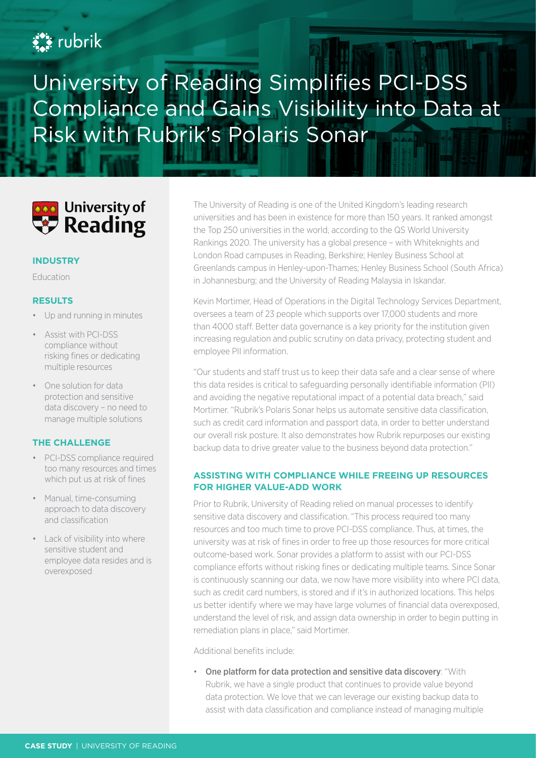# University of Reading Simplifies PCI-DSS Compliance and Gains Visibility into Data at Risk with Rubrik's Polaris Sonar

**University of Reading**

### INDUSTRY

Education

### RESULTS

- Up and running in minutes
- Assist with PCI-DSS compliance without risking fines or dedicating multiple resources
- One solution for data protection and sensitive data discovery – no need to manage multiple solutions

### THE CHALLENGE

- PCI-DSS compliance required too many resources and times which put us at risk of fines
- Manual, time-consuming approach to data discovery and classification
- Lack of visibility into where sensitive student and employee data resides and is overexposed

The University of Reading is one of the United Kingdom's leading research universities and has been in existence for more than 150 years. It ranked amongst the Top 250 universities in the world, according to the QS World University Rankings 2020. The university has a global presence – with Whiteknights and London Road campuses in Reading, Berkshire; Henley Business School at Greenlands campus in Henley-upon-Thames; Henley Business School (South Africa) in Johannesburg; and the University of Reading Malaysia in Iskandar.

Kevin Mortimer, Head of Operations in the Digital Technology Services Department, oversees a team of 23 people which supports over 17,000 students and more than 4000 staff. Better data governance is a key priority for the institution given increasing regulation and public scrutiny on data privacy, protecting student and employee PII information.

"Our students and staff trust us to keep their data safe and a clear sense of where this data resides is critical to safeguarding personally identifiable information (PII) and avoiding the negative reputational impact of a potential data breach," said Mortimer. "Rubrik's Polaris Sonar helps us automate sensitive data classification, such as credit card information and passport data, in order to better understand our overall risk posture. It also demonstrates how Rubrik repurposes our existing backup data to drive greater value to the business beyond data protection."

### ASSISTING WITH COMPLIANCE WHILE FREEING UP RESOURCES FOR HIGHER VALUE-ADD WORK

Prior to Rubrik, University of Reading relied on manual processes to identify sensitive data discovery and classification. "This process required too many resources and too much time to prove PCI-DSS compliance. Thus, at times, the university was at risk of fines in order to free up those resources for more critical outcome-based work. Sonar provides a platform to assist with our PCI-DSS compliance efforts without risking fines or dedicating multiple teams. Since Sonar is continuously scanning our data, we now have more visibility into where PCI data, such as credit card numbers, is stored and if it's in authorized locations. This helps us better identify where we may have large volumes of financial data overexposed, understand the level of risk, and assign data ownership in order to begin putting in remediation plans in place," said Mortimer.

Additional benefits include:

- **One platform for data protection and sensitive data discovery**: "With Rubrik, we have a single product that continues to provide value beyond data protection. We love that we can leverage our existing backup data to assist with data classification and compliance instead of managing multiple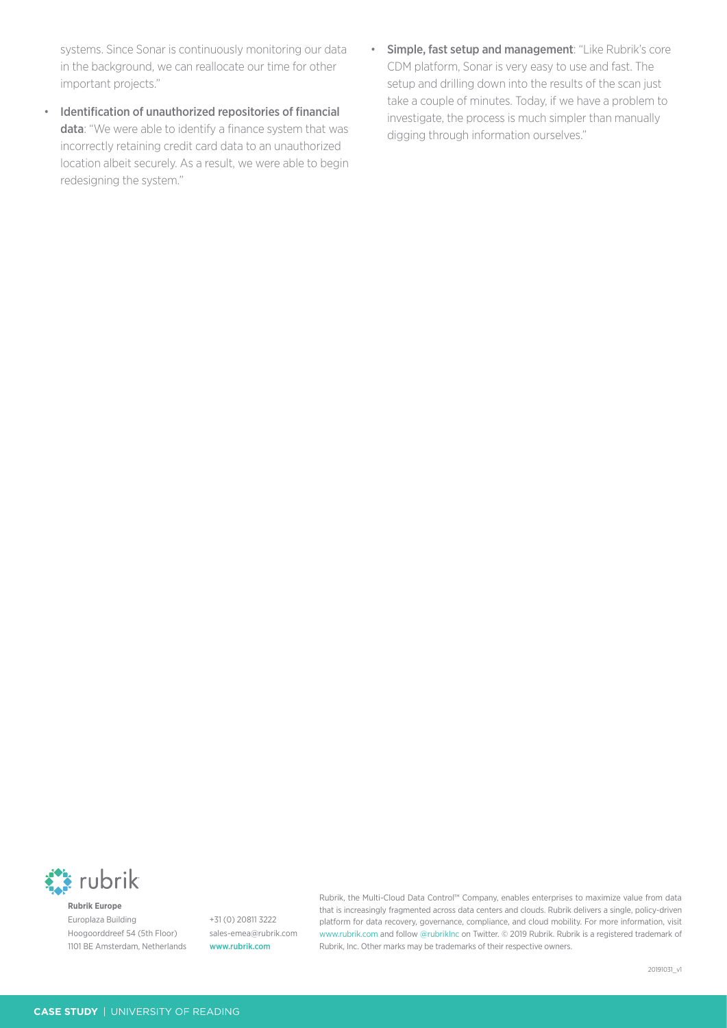systems. Since Sonar is continuously monitoring our data in the background, we can reallocate our time for other important projects."

- Identification of unauthorized repositories of financial data: "We were able to identify a finance system that was incorrectly retaining credit card data to an unauthorized location albeit securely. As a result, we were able to begin redesigning the system."
- Simple, fast setup and management: "Like Rubrik's core CDM platform, Sonar is very easy to use and fast. The setup and drilling down into the results of the scan just take a couple of minutes. Today, if we have a problem to investigate, the process is much simpler than manually digging through information ourselves."

rubrik

**Rubrik Europe**
Europlaza Building
Hoogoorddreef 54 (5th Floor)
1101 BE Amsterdam, Netherlands

+31 (0) 20811 3222
sales-emea@rubrik.com
www.rubrik.com

Rubrik, the Multi-Cloud Data Control™ Company, enables enterprises to maximize value from data that is increasingly fragmented across data centers and clouds. Rubrik delivers a single, policy-driven platform for data recovery, governance, compliance, and cloud mobility. For more information, visit www.rubrik.com and follow @rubrikInc on Twitter. © 2019 Rubrik. Rubrik is a registered trademark of Rubrik, Inc. Other marks may be trademarks of their respective owners.

20191031_v1